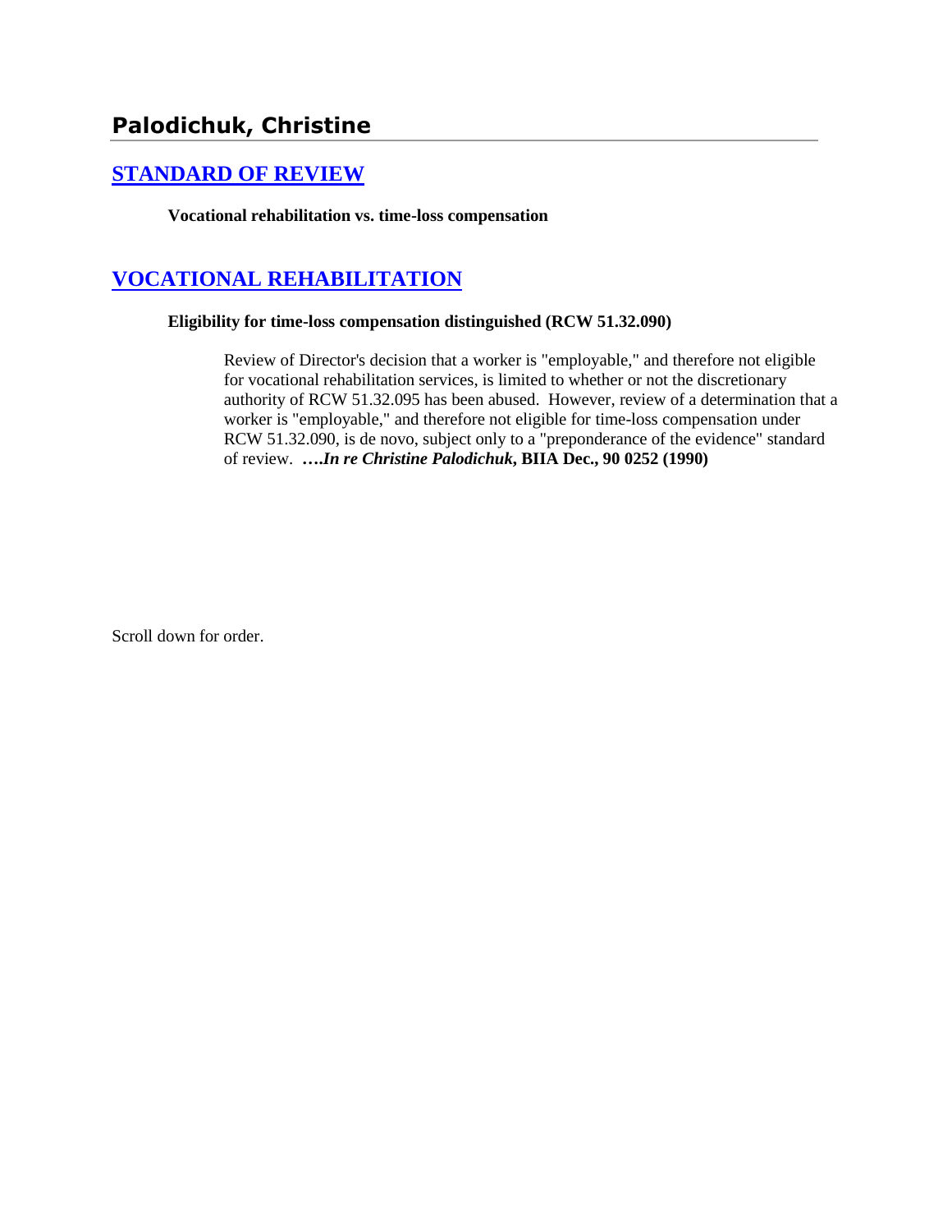## Palodichuk, Christine

## STANDARD OF REVIEW

**Vocational rehabilitation vs. time-loss compensation**

## VOCATIONAL REHABILITATION

**Eligibility for time-loss compensation distinguished (RCW 51.32.090)**

Review of Director's decision that a worker is "employable," and therefore not eligible for vocational rehabilitation services, is limited to whether or not the discretionary authority of RCW 51.32.095 has been abused. However, review of a determination that a worker is "employable," and therefore not eligible for time-loss compensation under RCW 51.32.090, is de novo, subject only to a "preponderance of the evidence" standard of review. ***….In re Christine Palodichuk*, BIIA Dec., 90 0252 (1990)**

Scroll down for order.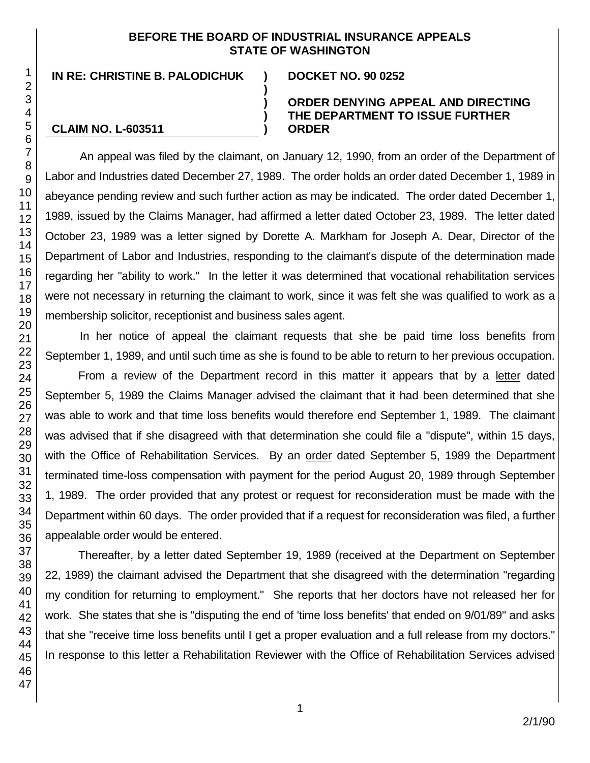**BEFORE THE BOARD OF INDUSTRIAL INSURANCE APPEALS**
**STATE OF WASHINGTON**

**IN RE: CHRISTINE B. PALODICHUK** ) **DOCKET NO. 90 0252**
)
) **ORDER DENYING APPEAL AND DIRECTING**
) **THE DEPARTMENT TO ISSUE FURTHER**
**CLAIM NO. L-603511** ) **ORDER**

An appeal was filed by the claimant, on January 12, 1990, from an order of the Department of Labor and Industries dated December 27, 1989. The order holds an order dated December 1, 1989 in abeyance pending review and such further action as may be indicated. The order dated December 1, 1989, issued by the Claims Manager, had affirmed a letter dated October 23, 1989. The letter dated October 23, 1989 was a letter signed by Dorette A. Markham for Joseph A. Dear, Director of the Department of Labor and Industries, responding to the claimant's dispute of the determination made regarding her "ability to work." In the letter it was determined that vocational rehabilitation services were not necessary in returning the claimant to work, since it was felt she was qualified to work as a membership solicitor, receptionist and business sales agent.

In her notice of appeal the claimant requests that she be paid time loss benefits from September 1, 1989, and until such time as she is found to be able to return to her previous occupation.

From a review of the Department record in this matter it appears that by a letter dated September 5, 1989 the Claims Manager advised the claimant that it had been determined that she was able to work and that time loss benefits would therefore end September 1, 1989. The claimant was advised that if she disagreed with that determination she could file a "dispute", within 15 days, with the Office of Rehabilitation Services. By an order dated September 5, 1989 the Department terminated time-loss compensation with payment for the period August 20, 1989 through September 1, 1989. The order provided that any protest or request for reconsideration must be made with the Department within 60 days. The order provided that if a request for reconsideration was filed, a further appealable order would be entered.

Thereafter, by a letter dated September 19, 1989 (received at the Department on September 22, 1989) the claimant advised the Department that she disagreed with the determination "regarding my condition for returning to employment." She reports that her doctors have not released her for work. She states that she is "disputing the end of 'time loss benefits' that ended on 9/01/89" and asks that she "receive time loss benefits until I get a proper evaluation and a full release from my doctors." In response to this letter a Rehabilitation Reviewer with the Office of Rehabilitation Services advised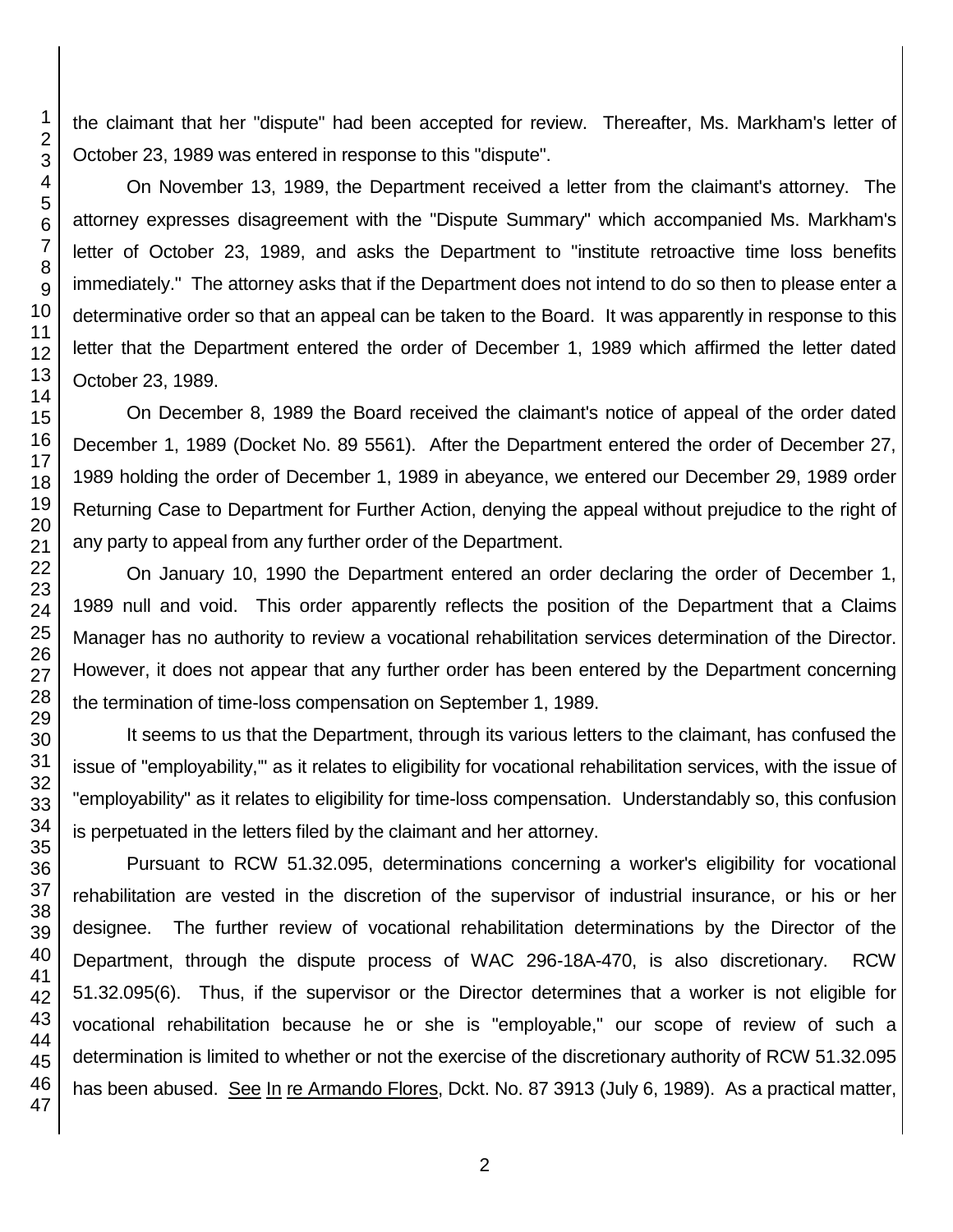the claimant that her "dispute" had been accepted for review. Thereafter, Ms. Markham's letter of October 23, 1989 was entered in response to this "dispute".

On November 13, 1989, the Department received a letter from the claimant's attorney. The attorney expresses disagreement with the "Dispute Summary" which accompanied Ms. Markham's letter of October 23, 1989, and asks the Department to "institute retroactive time loss benefits immediately." The attorney asks that if the Department does not intend to do so then to please enter a determinative order so that an appeal can be taken to the Board. It was apparently in response to this letter that the Department entered the order of December 1, 1989 which affirmed the letter dated October 23, 1989.

On December 8, 1989 the Board received the claimant's notice of appeal of the order dated December 1, 1989 (Docket No. 89 5561). After the Department entered the order of December 27, 1989 holding the order of December 1, 1989 in abeyance, we entered our December 29, 1989 order Returning Case to Department for Further Action, denying the appeal without prejudice to the right of any party to appeal from any further order of the Department.

On January 10, 1990 the Department entered an order declaring the order of December 1, 1989 null and void. This order apparently reflects the position of the Department that a Claims Manager has no authority to review a vocational rehabilitation services determination of the Director. However, it does not appear that any further order has been entered by the Department concerning the termination of time-loss compensation on September 1, 1989.

It seems to us that the Department, through its various letters to the claimant, has confused the issue of "employability,'" as it relates to eligibility for vocational rehabilitation services, with the issue of "employability" as it relates to eligibility for time-loss compensation. Understandably so, this confusion is perpetuated in the letters filed by the claimant and her attorney.

Pursuant to RCW 51.32.095, determinations concerning a worker's eligibility for vocational rehabilitation are vested in the discretion of the supervisor of industrial insurance, or his or her designee. The further review of vocational rehabilitation determinations by the Director of the Department, through the dispute process of WAC 296-18A-470, is also discretionary. RCW 51.32.095(6). Thus, if the supervisor or the Director determines that a worker is not eligible for vocational rehabilitation because he or she is "employable," our scope of review of such a determination is limited to whether or not the exercise of the discretionary authority of RCW 51.32.095 has been abused. See In re Armando Flores, Dckt. No. 87 3913 (July 6, 1989). As a practical matter,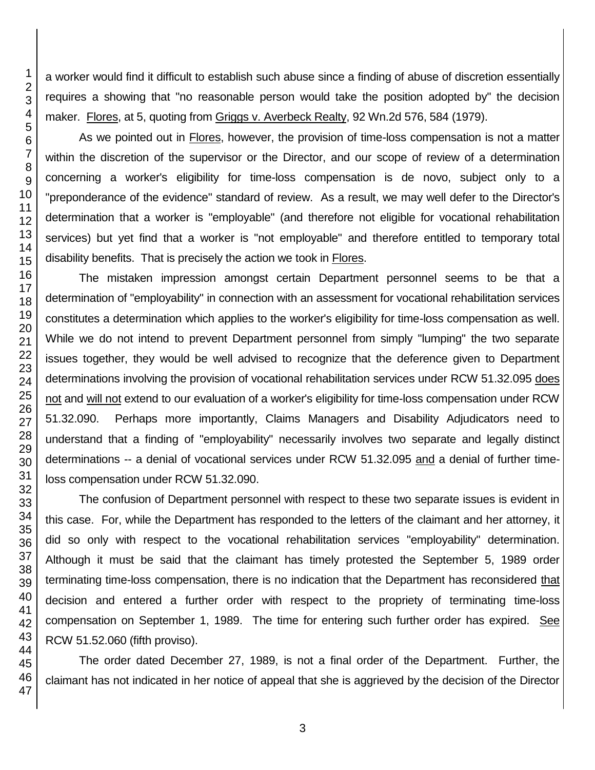a worker would find it difficult to establish such abuse since a finding of abuse of discretion essentially requires a showing that "no reasonable person would take the position adopted by" the decision maker. Flores, at 5, quoting from Griggs v. Averbeck Realty, 92 Wn.2d 576, 584 (1979).

As we pointed out in Flores, however, the provision of time-loss compensation is not a matter within the discretion of the supervisor or the Director, and our scope of review of a determination concerning a worker's eligibility for time-loss compensation is de novo, subject only to a "preponderance of the evidence" standard of review. As a result, we may well defer to the Director's determination that a worker is "employable" (and therefore not eligible for vocational rehabilitation services) but yet find that a worker is "not employable" and therefore entitled to temporary total disability benefits. That is precisely the action we took in Flores.

The mistaken impression amongst certain Department personnel seems to be that a determination of "employability" in connection with an assessment for vocational rehabilitation services constitutes a determination which applies to the worker's eligibility for time-loss compensation as well. While we do not intend to prevent Department personnel from simply "lumping" the two separate issues together, they would be well advised to recognize that the deference given to Department determinations involving the provision of vocational rehabilitation services under RCW 51.32.095 does not and will not extend to our evaluation of a worker's eligibility for time-loss compensation under RCW 51.32.090. Perhaps more importantly, Claims Managers and Disability Adjudicators need to understand that a finding of "employability" necessarily involves two separate and legally distinct determinations -- a denial of vocational services under RCW 51.32.095 and a denial of further time-loss compensation under RCW 51.32.090.

The confusion of Department personnel with respect to these two separate issues is evident in this case. For, while the Department has responded to the letters of the claimant and her attorney, it did so only with respect to the vocational rehabilitation services "employability" determination. Although it must be said that the claimant has timely protested the September 5, 1989 order terminating time-loss compensation, there is no indication that the Department has reconsidered that decision and entered a further order with respect to the propriety of terminating time-loss compensation on September 1, 1989. The time for entering such further order has expired. See RCW 51.52.060 (fifth proviso).

The order dated December 27, 1989, is not a final order of the Department. Further, the claimant has not indicated in her notice of appeal that she is aggrieved by the decision of the Director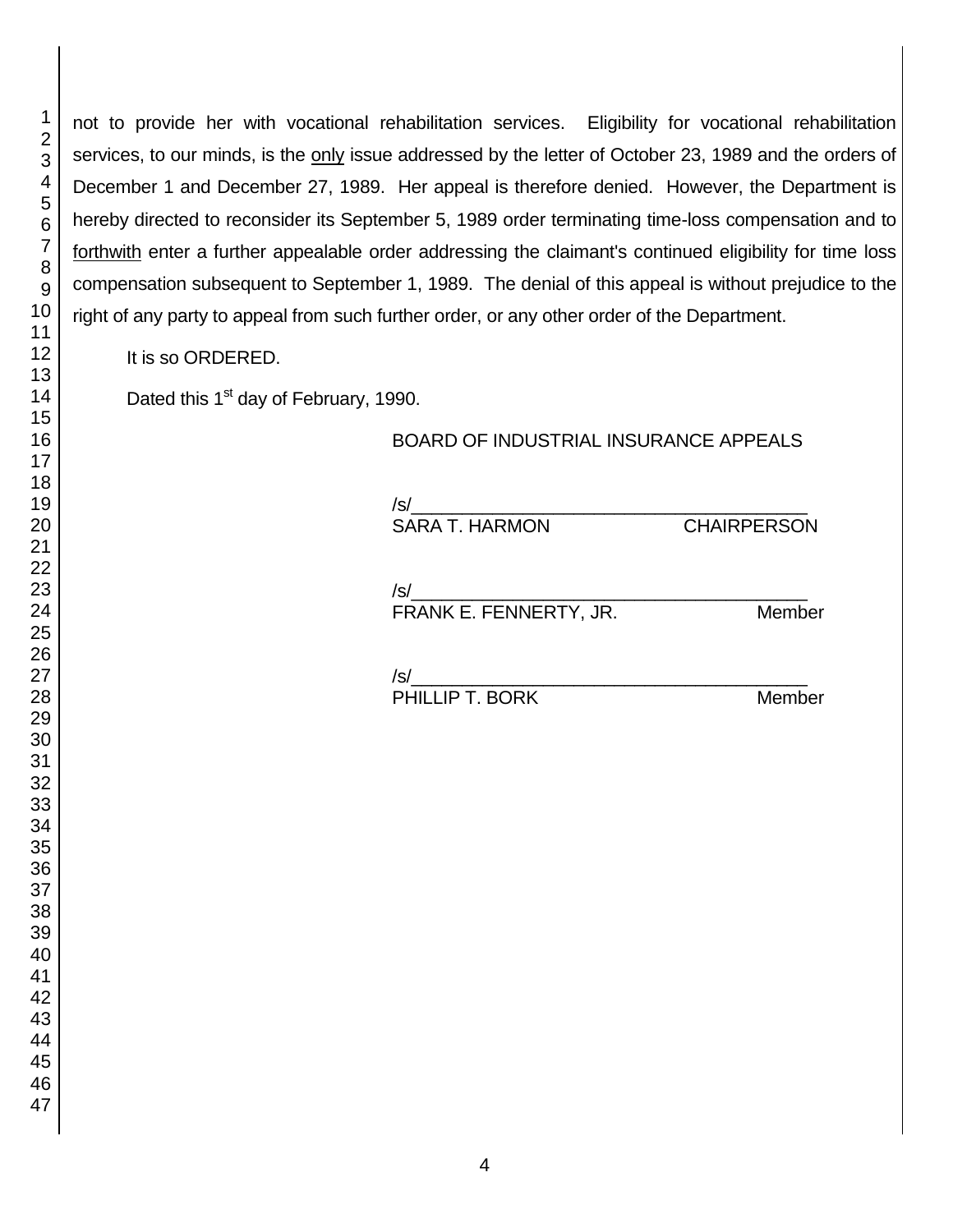not to provide her with vocational rehabilitation services. Eligibility for vocational rehabilitation services, to our minds, is the only issue addressed by the letter of October 23, 1989 and the orders of December 1 and December 27, 1989. Her appeal is therefore denied. However, the Department is hereby directed to reconsider its September 5, 1989 order terminating time-loss compensation and to forthwith enter a further appealable order addressing the claimant's continued eligibility for time loss compensation subsequent to September 1, 1989. The denial of this appeal is without prejudice to the right of any party to appeal from such further order, or any other order of the Department.

It is so ORDERED.

Dated this 1st day of February, 1990.

BOARD OF INDUSTRIAL INSURANCE APPEALS

/s/________________________________________
SARA T. HARMON CHAIRPERSON

/s/________________________________________
FRANK E. FENNERTY, JR. Member

/s/________________________________________
PHILLIP T. BORK Member